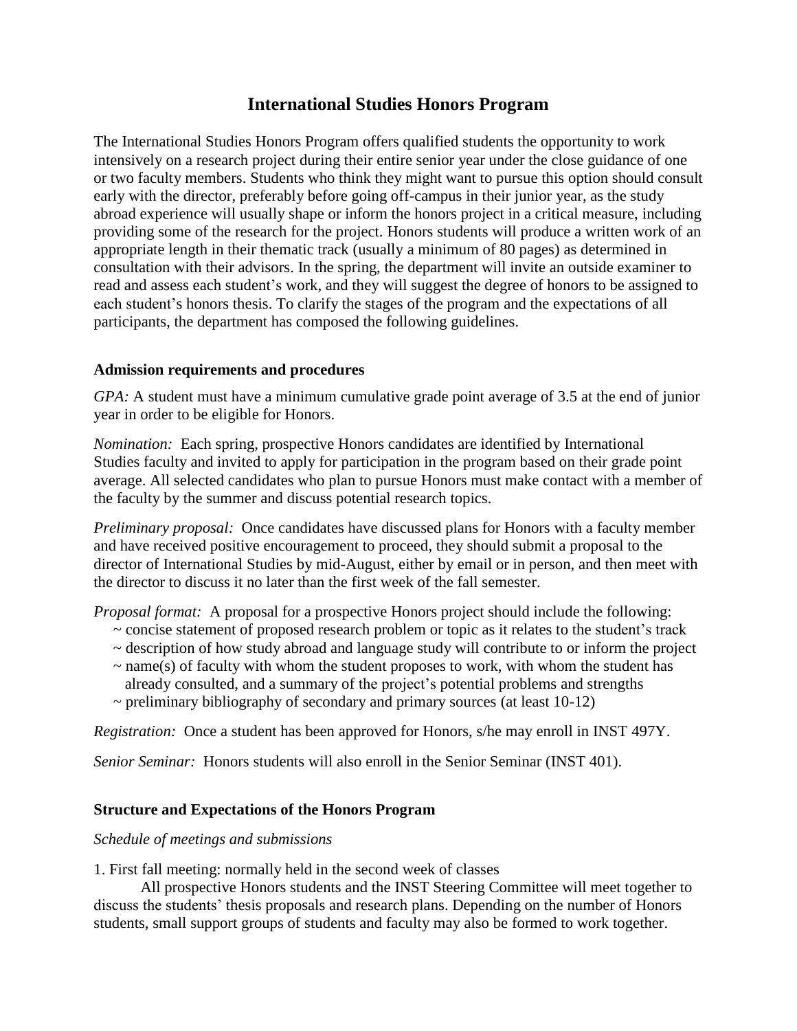# International Studies Honors Program

The International Studies Honors Program offers qualified students the opportunity to work intensively on a research project during their entire senior year under the close guidance of one or two faculty members. Students who think they might want to pursue this option should consult early with the director, preferably before going off-campus in their junior year, as the study abroad experience will usually shape or inform the honors project in a critical measure, including providing some of the research for the project. Honors students will produce a written work of an appropriate length in their thematic track (usually a minimum of 80 pages) as determined in consultation with their advisors. In the spring, the department will invite an outside examiner to read and assess each student's work, and they will suggest the degree of honors to be assigned to each student's honors thesis. To clarify the stages of the program and the expectations of all participants, the department has composed the following guidelines.

### Admission requirements and procedures

*GPA:* A student must have a minimum cumulative grade point average of 3.5 at the end of junior year in order to be eligible for Honors.

*Nomination:* Each spring, prospective Honors candidates are identified by International Studies faculty and invited to apply for participation in the program based on their grade point average. All selected candidates who plan to pursue Honors must make contact with a member of the faculty by the summer and discuss potential research topics.

*Preliminary proposal:* Once candidates have discussed plans for Honors with a faculty member and have received positive encouragement to proceed, they should submit a proposal to the director of International Studies by mid-August, either by email or in person, and then meet with the director to discuss it no later than the first week of the fall semester.

*Proposal format:* A proposal for a prospective Honors project should include the following:

- ~ concise statement of proposed research problem or topic as it relates to the student's track
- ~ description of how study abroad and language study will contribute to or inform the project
- ~ name(s) of faculty with whom the student proposes to work, with whom the student has already consulted, and a summary of the project's potential problems and strengths
- ~ preliminary bibliography of secondary and primary sources (at least 10-12)

*Registration:* Once a student has been approved for Honors, s/he may enroll in INST 497Y.

*Senior Seminar:* Honors students will also enroll in the Senior Seminar (INST 401).

### Structure and Expectations of the Honors Program

*Schedule of meetings and submissions*

1. First fall meeting: normally held in the second week of classes

All prospective Honors students and the INST Steering Committee will meet together to discuss the students' thesis proposals and research plans. Depending on the number of Honors students, small support groups of students and faculty may also be formed to work together.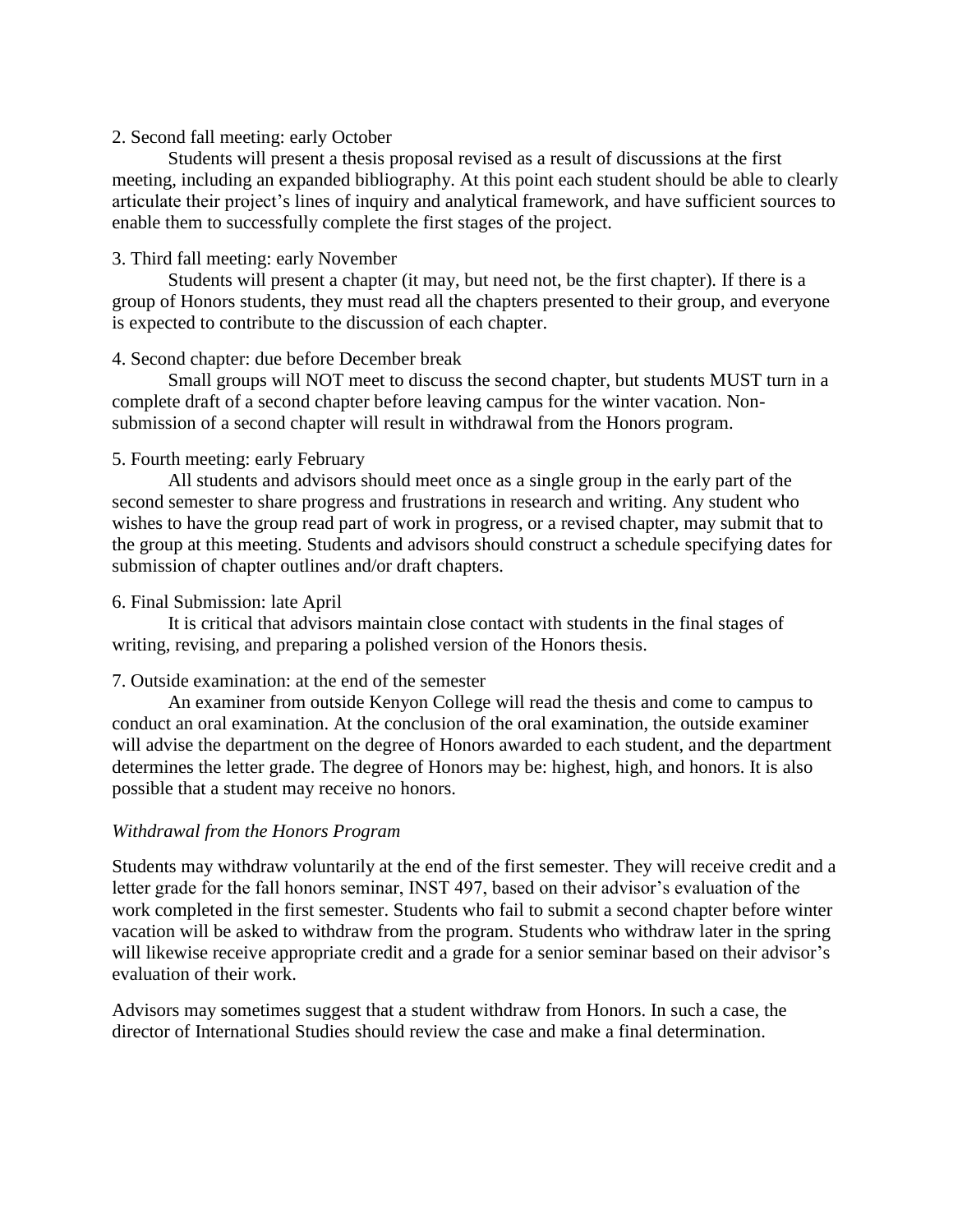2. Second fall meeting: early October

Students will present a thesis proposal revised as a result of discussions at the first meeting, including an expanded bibliography. At this point each student should be able to clearly articulate their project's lines of inquiry and analytical framework, and have sufficient sources to enable them to successfully complete the first stages of the project.

3. Third fall meeting: early November

Students will present a chapter (it may, but need not, be the first chapter). If there is a group of Honors students, they must read all the chapters presented to their group, and everyone is expected to contribute to the discussion of each chapter.

4. Second chapter: due before December break

Small groups will NOT meet to discuss the second chapter, but students MUST turn in a complete draft of a second chapter before leaving campus for the winter vacation. Non-submission of a second chapter will result in withdrawal from the Honors program.

5. Fourth meeting: early February

All students and advisors should meet once as a single group in the early part of the second semester to share progress and frustrations in research and writing. Any student who wishes to have the group read part of work in progress, or a revised chapter, may submit that to the group at this meeting. Students and advisors should construct a schedule specifying dates for submission of chapter outlines and/or draft chapters.

6. Final Submission: late April

It is critical that advisors maintain close contact with students in the final stages of writing, revising, and preparing a polished version of the Honors thesis.

7. Outside examination: at the end of the semester

An examiner from outside Kenyon College will read the thesis and come to campus to conduct an oral examination. At the conclusion of the oral examination, the outside examiner will advise the department on the degree of Honors awarded to each student, and the department determines the letter grade. The degree of Honors may be: highest, high, and honors. It is also possible that a student may receive no honors.

*Withdrawal from the Honors Program*

Students may withdraw voluntarily at the end of the first semester. They will receive credit and a letter grade for the fall honors seminar, INST 497, based on their advisor's evaluation of the work completed in the first semester. Students who fail to submit a second chapter before winter vacation will be asked to withdraw from the program. Students who withdraw later in the spring will likewise receive appropriate credit and a grade for a senior seminar based on their advisor's evaluation of their work.

Advisors may sometimes suggest that a student withdraw from Honors. In such a case, the director of International Studies should review the case and make a final determination.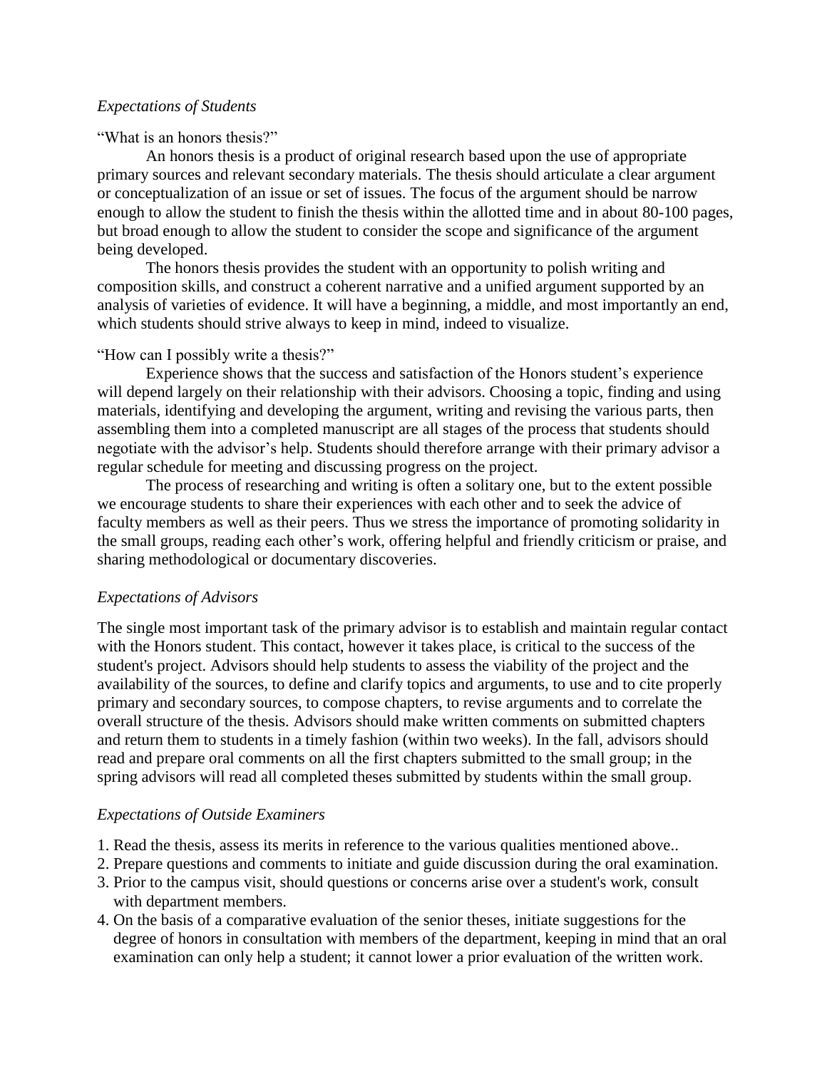*Expectations of Students*

"What is an honors thesis?"

An honors thesis is a product of original research based upon the use of appropriate primary sources and relevant secondary materials. The thesis should articulate a clear argument or conceptualization of an issue or set of issues. The focus of the argument should be narrow enough to allow the student to finish the thesis within the allotted time and in about 80-100 pages, but broad enough to allow the student to consider the scope and significance of the argument being developed.

The honors thesis provides the student with an opportunity to polish writing and composition skills, and construct a coherent narrative and a unified argument supported by an analysis of varieties of evidence. It will have a beginning, a middle, and most importantly an end, which students should strive always to keep in mind, indeed to visualize.

"How can I possibly write a thesis?"

Experience shows that the success and satisfaction of the Honors student's experience will depend largely on their relationship with their advisors. Choosing a topic, finding and using materials, identifying and developing the argument, writing and revising the various parts, then assembling them into a completed manuscript are all stages of the process that students should negotiate with the advisor's help. Students should therefore arrange with their primary advisor a regular schedule for meeting and discussing progress on the project.

The process of researching and writing is often a solitary one, but to the extent possible we encourage students to share their experiences with each other and to seek the advice of faculty members as well as their peers. Thus we stress the importance of promoting solidarity in the small groups, reading each other's work, offering helpful and friendly criticism or praise, and sharing methodological or documentary discoveries.

*Expectations of Advisors*

The single most important task of the primary advisor is to establish and maintain regular contact with the Honors student. This contact, however it takes place, is critical to the success of the student's project. Advisors should help students to assess the viability of the project and the availability of the sources, to define and clarify topics and arguments, to use and to cite properly primary and secondary sources, to compose chapters, to revise arguments and to correlate the overall structure of the thesis. Advisors should make written comments on submitted chapters and return them to students in a timely fashion (within two weeks). In the fall, advisors should read and prepare oral comments on all the first chapters submitted to the small group; in the spring advisors will read all completed theses submitted by students within the small group.

*Expectations of Outside Examiners*

1. Read the thesis, assess its merits in reference to the various qualities mentioned above..
2. Prepare questions and comments to initiate and guide discussion during the oral examination.
3. Prior to the campus visit, should questions or concerns arise over a student's work, consult with department members.
4. On the basis of a comparative evaluation of the senior theses, initiate suggestions for the degree of honors in consultation with members of the department, keeping in mind that an oral examination can only help a student; it cannot lower a prior evaluation of the written work.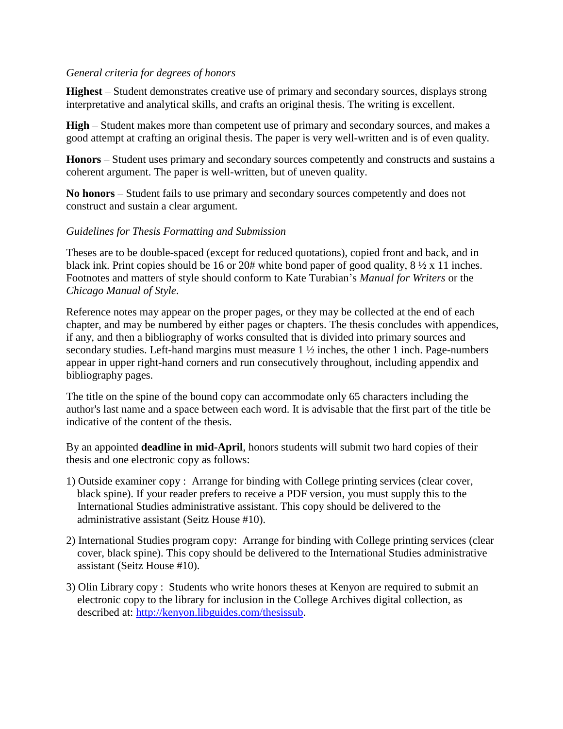*General criteria for degrees of honors*

**Highest** – Student demonstrates creative use of primary and secondary sources, displays strong interpretative and analytical skills, and crafts an original thesis. The writing is excellent.

**High** – Student makes more than competent use of primary and secondary sources, and makes a good attempt at crafting an original thesis. The paper is very well-written and is of even quality.

**Honors** – Student uses primary and secondary sources competently and constructs and sustains a coherent argument. The paper is well-written, but of uneven quality.

**No honors** – Student fails to use primary and secondary sources competently and does not construct and sustain a clear argument.

*Guidelines for Thesis Formatting and Submission*

Theses are to be double-spaced (except for reduced quotations), copied front and back, and in black ink. Print copies should be 16 or 20# white bond paper of good quality, 8 ½ x 11 inches. Footnotes and matters of style should conform to Kate Turabian's *Manual for Writers* or the *Chicago Manual of Style*.

Reference notes may appear on the proper pages, or they may be collected at the end of each chapter, and may be numbered by either pages or chapters. The thesis concludes with appendices, if any, and then a bibliography of works consulted that is divided into primary sources and secondary studies. Left-hand margins must measure 1 ½ inches, the other 1 inch. Page-numbers appear in upper right-hand corners and run consecutively throughout, including appendix and bibliography pages.

The title on the spine of the bound copy can accommodate only 65 characters including the author's last name and a space between each word. It is advisable that the first part of the title be indicative of the content of the thesis.

By an appointed **deadline in mid-April**, honors students will submit two hard copies of their thesis and one electronic copy as follows:

1) Outside examiner copy : Arrange for binding with College printing services (clear cover, black spine). If your reader prefers to receive a PDF version, you must supply this to the International Studies administrative assistant. This copy should be delivered to the administrative assistant (Seitz House #10).

2) International Studies program copy: Arrange for binding with College printing services (clear cover, black spine). This copy should be delivered to the International Studies administrative assistant (Seitz House #10).

3) Olin Library copy : Students who write honors theses at Kenyon are required to submit an electronic copy to the library for inclusion in the College Archives digital collection, as described at: [http://kenyon.libguides.com/thesissub](http://kenyon.libguides.com/thesissub).